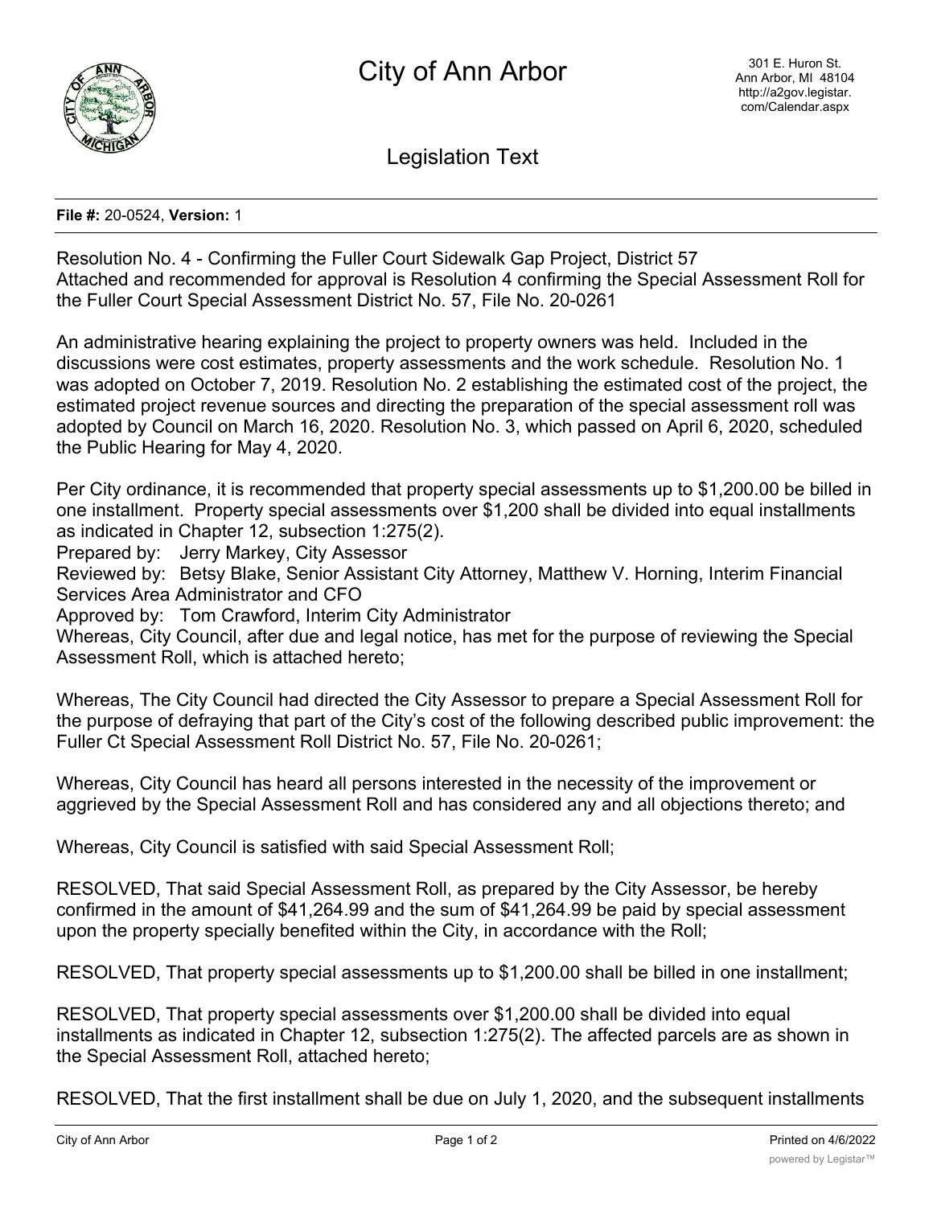# City of Ann Arbor

301 E. Huron St.
Ann Arbor, MI 48104
http://a2gov.legistar.com/Calendar.aspx

## Legislation Text

**File #:** 20-0524, **Version:** 1

Resolution No. 4 - Confirming the Fuller Court Sidewalk Gap Project, District 57
Attached and recommended for approval is Resolution 4 confirming the Special Assessment Roll for the Fuller Court Special Assessment District No. 57, File No. 20-0261

An administrative hearing explaining the project to property owners was held. Included in the discussions were cost estimates, property assessments and the work schedule. Resolution No. 1 was adopted on October 7, 2019. Resolution No. 2 establishing the estimated cost of the project, the estimated project revenue sources and directing the preparation of the special assessment roll was adopted by Council on March 16, 2020. Resolution No. 3, which passed on April 6, 2020, scheduled the Public Hearing for May 4, 2020.

Per City ordinance, it is recommended that property special assessments up to $1,200.00 be billed in one installment. Property special assessments over $1,200 shall be divided into equal installments as indicated in Chapter 12, subsection 1:275(2).
Prepared by: Jerry Markey, City Assessor
Reviewed by: Betsy Blake, Senior Assistant City Attorney, Matthew V. Horning, Interim Financial Services Area Administrator and CFO
Approved by: Tom Crawford, Interim City Administrator
Whereas, City Council, after due and legal notice, has met for the purpose of reviewing the Special Assessment Roll, which is attached hereto;

Whereas, The City Council had directed the City Assessor to prepare a Special Assessment Roll for the purpose of defraying that part of the City's cost of the following described public improvement: the Fuller Ct Special Assessment Roll District No. 57, File No. 20-0261;

Whereas, City Council has heard all persons interested in the necessity of the improvement or aggrieved by the Special Assessment Roll and has considered any and all objections thereto; and

Whereas, City Council is satisfied with said Special Assessment Roll;

RESOLVED, That said Special Assessment Roll, as prepared by the City Assessor, be hereby confirmed in the amount of $41,264.99 and the sum of $41,264.99 be paid by special assessment upon the property specially benefited within the City, in accordance with the Roll;

RESOLVED, That property special assessments up to $1,200.00 shall be billed in one installment;

RESOLVED, That property special assessments over $1,200.00 shall be divided into equal installments as indicated in Chapter 12, subsection 1:275(2). The affected parcels are as shown in the Special Assessment Roll, attached hereto;

RESOLVED, That the first installment shall be due on July 1, 2020, and the subsequent installments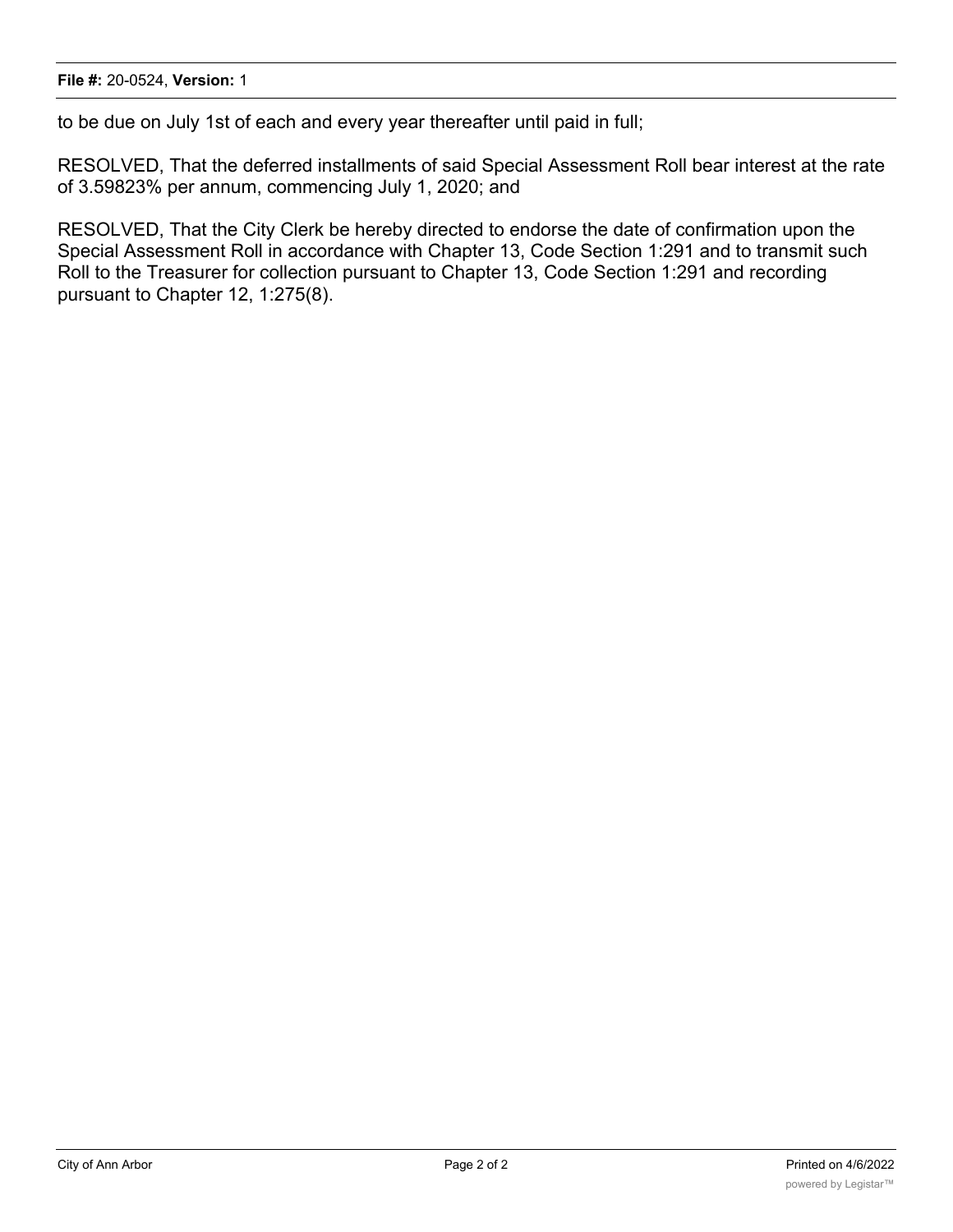to be due on July 1st of each and every year thereafter until paid in full;

RESOLVED, That the deferred installments of said Special Assessment Roll bear interest at the rate of 3.59823% per annum, commencing July 1, 2020; and

RESOLVED, That the City Clerk be hereby directed to endorse the date of confirmation upon the Special Assessment Roll in accordance with Chapter 13, Code Section 1:291 and to transmit such Roll to the Treasurer for collection pursuant to Chapter 13, Code Section 1:291 and recording pursuant to Chapter 12, 1:275(8).